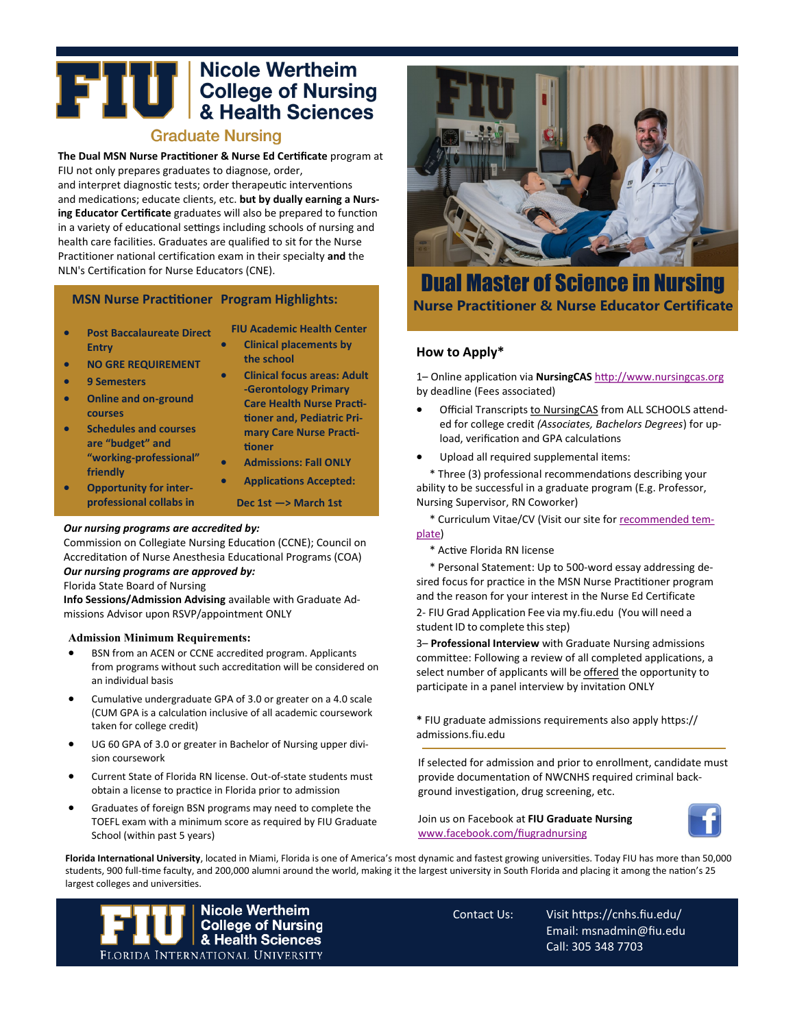# Nicole Wertheim College of Nursing & Health Sciences

## Graduate Nursing

**The Dual MSN Nurse Practitioner & Nurse Ed Certificate** program at FIU not only prepares graduates to diagnose, order, and interpret diagnostic tests; order therapeutic interventions and medications; educate clients, etc. **but by dually earning a Nursing Educator Certificate** graduates will also be prepared to function in a variety of educational settings including schools of nursing and health care facilities. Graduates are qualified to sit for the Nurse Practitioner national certification exam in their specialty **and** the NLN's Certification for Nurse Educators (CNE).

## MSN Nurse Practitioner Program Highlights:

- Post Baccalaureate Direct Entry
- NO GRE REQUIREMENT
- 9 Semesters
- Online and on-ground courses
- Schedules and courses are "budget" and "working-professional" friendly
- Opportunity for inter-professional collabs in FIU Academic Health Center
- Clinical placements by the school
- Clinical focus areas: Adult-Gerontology Primary Care Health Nurse Practitioner, and Pediatric Primary Care Nurse Practitioner
- Admissions: Fall ONLY
- Applications Accepted: Dec 1st —> March 1st

***Our nursing programs are accredited by:***
Commission on Collegiate Nursing Education (CCNE); Council on Accreditation of Nurse Anesthesia Educational Programs (COA)
***Our nursing programs are approved by:***
Florida State Board of Nursing
**Info Sessions/Admission Advising** available with Graduate Admissions Advisor upon RSVP/appointment ONLY

### Admission Minimum Requirements:

- BSN from an ACEN or CCNE accredited program. Applicants from programs without such accreditation will be considered on an individual basis
- Cumulative undergraduate GPA of 3.0 or greater on a 4.0 scale (CUM GPA is a calculation inclusive of all academic coursework taken for college credit)
- UG 60 GPA of 3.0 or greater in Bachelor of Nursing upper division coursework
- Current State of Florida RN license. Out-of-state students must obtain a license to practice in Florida prior to admission
- Graduates of foreign BSN programs may need to complete the TOEFL exam with a minimum score as required by FIU Graduate School (within past 5 years)

# Dual Master of Science in Nursing

## Nurse Practitioner & Nurse Educator Certificate

### How to Apply*

1– Online application via **NursingCAS** http://www.nursingcas.org by deadline (Fees associated)

- Official Transcripts to NursingCAS from ALL SCHOOLS attended for college credit *(Associates, Bachelors Degrees*) for upload, verification and GPA calculations
- Upload all required supplemental items:

\* Three (3) professional recommendations describing your ability to be successful in a graduate program (E.g. Professor, Nursing Supervisor, RN Coworker)

\* Curriculum Vitae/CV (Visit our site for recommended template)

\* Active Florida RN license

\* Personal Statement: Up to 500-word essay addressing desired focus for practice in the MSN Nurse Practitioner program and the reason for your interest in the Nurse Ed Certificate

2- FIU Grad Application Fee via my.fiu.edu (You will need a student ID to complete this step)

3– **Professional Interview** with Graduate Nursing admissions committee: Following a review of all completed applications, a select number of applicants will be offered the opportunity to participate in a panel interview by invitation ONLY

\* FIU graduate admissions requirements also apply https://admissions.fiu.edu

If selected for admission and prior to enrollment, candidate must provide documentation of NWCNHS required criminal background investigation, drug screening, etc.

Join us on Facebook at **FIU Graduate Nursing** www.facebook.com/fiugradnursing

**Florida International University**, located in Miami, Florida is one of America's most dynamic and fastest growing universities. Today FIU has more than 50,000 students, 900 full-time faculty, and 200,000 alumni around the world, making it the largest university in South Florida and placing it among the nation's 25 largest colleges and universities.

Nicole Wertheim College of Nursing & Health Sciences
Florida International University

Contact Us:
Visit https://cnhs.fiu.edu/
Email: msnadmin@fiu.edu
Call: 305 348 7703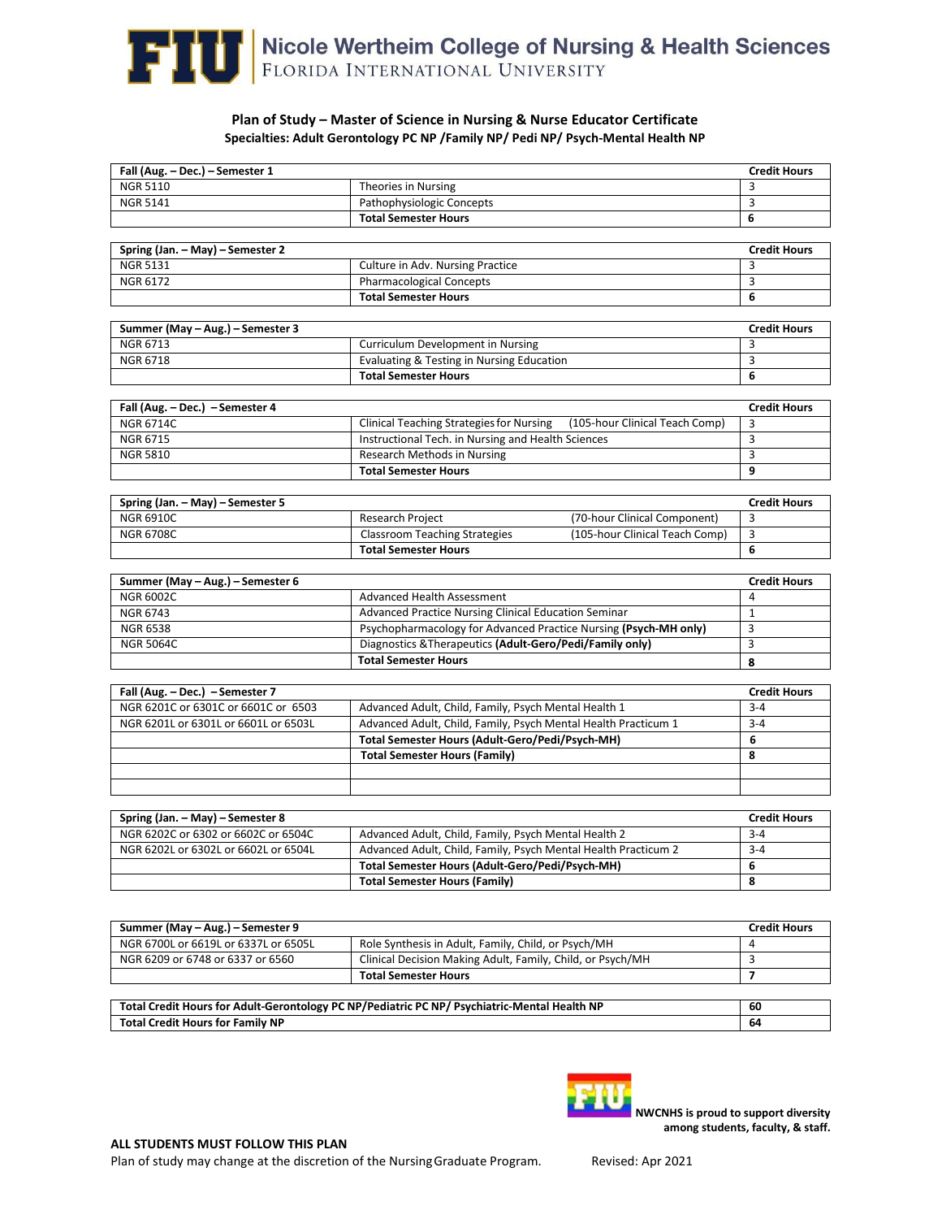# Nicole Wertheim College of Nursing & Health Sciences

FLORIDA INTERNATIONAL UNIVERSITY

## Plan of Study – Master of Science in Nursing & Nurse Educator Certificate

### Specialties: Adult Gerontology PC NP /Family NP/ Pedi NP/ Psych-Mental Health NP

| Fall (Aug. – Dec.) – Semester 1 | | Credit Hours |
|---|---|---|
| NGR 5110 | Theories in Nursing | 3 |
| NGR 5141 | Pathophysiologic Concepts | 3 |
| | **Total Semester Hours** | **6** |

| Spring (Jan. – May) – Semester 2 | | Credit Hours |
|---|---|---|
| NGR 5131 | Culture in Adv. Nursing Practice | 3 |
| NGR 6172 | Pharmacological Concepts | 3 |
| | **Total Semester Hours** | **6** |

| Summer (May – Aug.) – Semester 3 | | Credit Hours |
|---|---|---|
| NGR 6713 | Curriculum Development in Nursing | 3 |
| NGR 6718 | Evaluating & Testing in Nursing Education | 3 |
| | **Total Semester Hours** | **6** |

| Fall (Aug. – Dec.) – Semester 4 | | Credit Hours |
|---|---|---|
| NGR 6714C | Clinical Teaching Strategies for Nursing (105-hour Clinical Teach Comp) | 3 |
| NGR 6715 | Instructional Tech. in Nursing and Health Sciences | 3 |
| NGR 5810 | Research Methods in Nursing | 3 |
| | **Total Semester Hours** | **9** |

| Spring (Jan. – May) – Semester 5 | | Credit Hours |
|---|---|---|
| NGR 6910C | Research Project (70-hour Clinical Component) | 3 |
| NGR 6708C | Classroom Teaching Strategies (105-hour Clinical Teach Comp) | 3 |
| | **Total Semester Hours** | **6** |

| Summer (May – Aug.) – Semester 6 | | Credit Hours |
|---|---|---|
| NGR 6002C | Advanced Health Assessment | 4 |
| NGR 6743 | Advanced Practice Nursing Clinical Education Seminar | 1 |
| NGR 6538 | Psychopharmacology for Advanced Practice Nursing **(Psych-MH only)** | 3 |
| NGR 5064C | Diagnostics &Therapeutics **(Adult-Gero/Pedi/Family only)** | 3 |
| | **Total Semester Hours** | **8** |

| Fall (Aug. – Dec.) – Semester 7 | | Credit Hours |
|---|---|---|
| NGR 6201C or 6301C or 6601C or 6503 | Advanced Adult, Child, Family, Psych Mental Health 1 | 3-4 |
| NGR 6201L or 6301L or 6601L or 6503L | Advanced Adult, Child, Family, Psych Mental Health Practicum 1 | 3-4 |
| | **Total Semester Hours (Adult-Gero/Pedi/Psych-MH)** | **6** |
| | **Total Semester Hours (Family)** | **8** |
| | | |
| | | |

| Spring (Jan. – May) – Semester 8 | | Credit Hours |
|---|---|---|
| NGR 6202C or 6302 or 6602C or 6504C | Advanced Adult, Child, Family, Psych Mental Health 2 | 3-4 |
| NGR 6202L or 6302L or 6602L or 6504L | Advanced Adult, Child, Family, Psych Mental Health Practicum 2 | 3-4 |
| | **Total Semester Hours (Adult-Gero/Pedi/Psych-MH)** | **6** |
| | **Total Semester Hours (Family)** | **8** |

| Summer (May – Aug.) – Semester 9 | | Credit Hours |
|---|---|---|
| NGR 6700L or 6619L or 6337L or 6505L | Role Synthesis in Adult, Family, Child, or Psych/MH | 4 |
| NGR 6209 or 6748 or 6337 or 6560 | Clinical Decision Making Adult, Family, Child, or Psych/MH | 3 |
| | **Total Semester Hours** | **7** |

| | |
|---|---|
| **Total Credit Hours for Adult-Gerontology PC NP/Pediatric PC NP/ Psychiatric-Mental Health NP** | **60** |
| **Total Credit Hours for Family NP** | **64** |

**NWCNHS is proud to support diversity among students, faculty, & staff.**

**ALL STUDENTS MUST FOLLOW THIS PLAN**

Plan of study may change at the discretion of the Nursing Graduate Program. Revised: Apr 2021